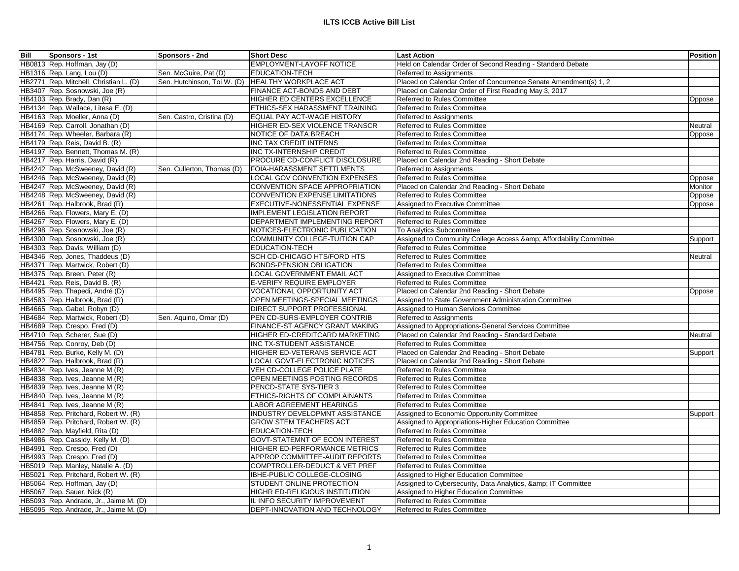# ILTS ICCB Active Bill List

| Bill | Sponsors - 1st | Sponsors - 2nd | Short Desc | Last Action | Position |
|---|---|---|---|---|---|
| HB0813 | Rep. Hoffman, Jay (D) | | EMPLOYMENT-LAYOFF NOTICE | Held on Calendar Order of Second Reading - Standard Debate | |
| HB1316 | Rep. Lang, Lou (D) | Sen. McGuire, Pat (D) | EDUCATION-TECH | Referred to Assignments | |
| HB2771 | Rep. Mitchell, Christian L. (D) | Sen. Hutchinson, Toi W. (D) | HEALTHY WORKPLACE ACT | Placed on Calendar Order of Concurrence Senate Amendment(s) 1, 2 | |
| HB3407 | Rep. Sosnowski, Joe (R) | | FINANCE ACT-BONDS AND DEBT | Placed on Calendar Order of First Reading May 3, 2017 | |
| HB4103 | Rep. Brady, Dan (R) | | HIGHER ED CENTERS EXCELLENCE | Referred to Rules Committee | Oppose |
| HB4134 | Rep. Wallace, Litesa E. (D) | | ETHICS-SEX HARASSMENT TRAINING | Referred to Rules Committee | |
| HB4163 | Rep. Moeller, Anna (D) | Sen. Castro, Cristina (D) | EQUAL PAY ACT-WAGE HISTORY | Referred to Assignments | |
| HB4169 | Rep. Carroll, Jonathan (D) | | HIGHER ED-SEX VIOLENCE TRANSCR | Referred to Rules Committee | Neutral |
| HB4174 | Rep. Wheeler, Barbara (R) | | NOTICE OF DATA BREACH | Referred to Rules Committee | Oppose |
| HB4179 | Rep. Reis, David B. (R) | | INC TAX CREDIT INTERNS | Referred to Rules Committee | |
| HB4197 | Rep. Bennett, Thomas M. (R) | | INC TX-INTERNSHIP CREDIT | Referred to Rules Committee | |
| HB4217 | Rep. Harris, David (R) | | PROCURE CD-CONFLICT DISCLOSURE | Placed on Calendar 2nd Reading - Short Debate | |
| HB4242 | Rep. McSweeney, David (R) | Sen. Cullerton, Thomas (D) | FOIA-HARASSMENT SETTLMENTS | Referred to Assignments | |
| HB4246 | Rep. McSweeney, David (R) | | LOCAL GOV CONVENTION EXPENSES | Referred to Rules Committee | Oppose |
| HB4247 | Rep. McSweeney, David (R) | | CONVENTION SPACE APPROPRIATION | Placed on Calendar 2nd Reading - Short Debate | Monitor |
| HB4248 | Rep. McSweeney, David (R) | | CONVENTION EXPENSE LIMITATIONS | Referred to Rules Committee | Oppose |
| HB4261 | Rep. Halbrook, Brad (R) | | EXECUTIVE-NONESSENTIAL EXPENSE | Assigned to Executive Committee | Oppose |
| HB4266 | Rep. Flowers, Mary E. (D) | | IMPLEMENT LEGISLATION REPORT | Referred to Rules Committee | |
| HB4267 | Rep. Flowers, Mary E. (D) | | DEPARTMENT IMPLEMENTING REPORT | Referred to Rules Committee | |
| HB4298 | Rep. Sosnowski, Joe (R) | | NOTICES-ELECTRONIC PUBLICATION | To Analytics Subcommittee | |
| HB4300 | Rep. Sosnowski, Joe (R) | | COMMUNITY COLLEGE-TUITION CAP | Assigned to Community College Access &amp; Affordability Committee | Support |
| HB4303 | Rep. Davis, William (D) | | EDUCATION-TECH | Referred to Rules Committee | |
| HB4346 | Rep. Jones, Thaddeus (D) | | SCH CD-CHICAGO HTS/FORD HTS | Referred to Rules Committee | Neutral |
| HB4371 | Rep. Martwick, Robert (D) | | BONDS-PENSION OBLIGATION | Referred to Rules Committee | |
| HB4375 | Rep. Breen, Peter (R) | | LOCAL GOVERNMENT EMAIL ACT | Assigned to Executive Committee | |
| HB4421 | Rep. Reis, David B. (R) | | E-VERIFY REQUIRE EMPLOYER | Referred to Rules Committee | |
| HB4495 | Rep. Thapedi, André (D) | | VOCATIONAL OPPORTUNITY ACT | Placed on Calendar 2nd Reading - Short Debate | Oppose |
| HB4583 | Rep. Halbrook, Brad (R) | | OPEN MEETINGS-SPECIAL MEETINGS | Assigned to State Government Administration Committee | |
| HB4665 | Rep. Gabel, Robyn (D) | | DIRECT SUPPORT PROFESSIONAL | Assigned to Human Services Committee | |
| HB4684 | Rep. Martwick, Robert (D) | Sen. Aquino, Omar (D) | PEN CD-SURS-EMPLOYER CONTRIB | Referred to Assignments | |
| HB4689 | Rep. Crespo, Fred (D) | | FINANCE-ST AGENCY GRANT MAKING | Assigned to Appropriations-General Services Committee | |
| HB4710 | Rep. Scherer, Sue (D) | | HIGHER ED-CREDITCARD MARKETING | Placed on Calendar 2nd Reading - Standard Debate | Neutral |
| HB4756 | Rep. Conroy, Deb (D) | | INC TX-STUDENT ASSISTANCE | Referred to Rules Committee | |
| HB4781 | Rep. Burke, Kelly M. (D) | | HIGHER ED-VETERANS SERVICE ACT | Placed on Calendar 2nd Reading - Short Debate | Support |
| HB4822 | Rep. Halbrook, Brad (R) | | LOCAL GOVT-ELECTRONIC NOTICES | Placed on Calendar 2nd Reading - Short Debate | |
| HB4834 | Rep. Ives, Jeanne M (R) | | VEH CD-COLLEGE POLICE PLATE | Referred to Rules Committee | |
| HB4838 | Rep. Ives, Jeanne M (R) | | OPEN MEETINGS POSTING RECORDS | Referred to Rules Committee | |
| HB4839 | Rep. Ives, Jeanne M (R) | | PENCD-STATE SYS-TIER 3 | Referred to Rules Committee | |
| HB4840 | Rep. Ives, Jeanne M (R) | | ETHICS-RIGHTS OF COMPLAINANTS | Referred to Rules Committee | |
| HB4841 | Rep. Ives, Jeanne M (R) | | LABOR AGREEMENT HEARINGS | Referred to Rules Committee | |
| HB4858 | Rep. Pritchard, Robert W. (R) | | INDUSTRY DEVELOPMNT ASSISTANCE | Assigned to Economic Opportunity Committee | Support |
| HB4859 | Rep. Pritchard, Robert W. (R) | | GROW STEM TEACHERS ACT | Assigned to Appropriations-Higher Education Committee | |
| HB4882 | Rep. Mayfield, Rita (D) | | EDUCATION-TECH | Referred to Rules Committee | |
| HB4986 | Rep. Cassidy, Kelly M. (D) | | GOVT-STATEMNT OF ECON INTEREST | Referred to Rules Committee | |
| HB4991 | Rep. Crespo, Fred (D) | | HIGHER ED-PERFORMANCE METRICS | Referred to Rules Committee | |
| HB4993 | Rep. Crespo, Fred (D) | | APPROP COMMITTEE-AUDIT REPORTS | Referred to Rules Committee | |
| HB5019 | Rep. Manley, Natalie A. (D) | | COMPTROLLER-DEDUCT & VET PREF | Referred to Rules Committee | |
| HB5021 | Rep. Pritchard, Robert W. (R) | | IBHE-PUBLIC COLLEGE-CLOSING | Assigned to Higher Education Committee | |
| HB5064 | Rep. Hoffman, Jay (D) | | STUDENT ONLINE PROTECTION | Assigned to Cybersecurity, Data Analytics, &amp; IT Committee | |
| HB5067 | Rep. Sauer, Nick (R) | | HIGHR ED-RELIGIOUS INSTITUTION | Assigned to Higher Education Committee | |
| HB5093 | Rep. Andrade, Jr., Jaime M. (D) | | IL INFO SECURITY IMPROVEMENT | Referred to Rules Committee | |
| HB5095 | Rep. Andrade, Jr., Jaime M. (D) | | DEPT-INNOVATION AND TECHNOLOGY | Referred to Rules Committee | |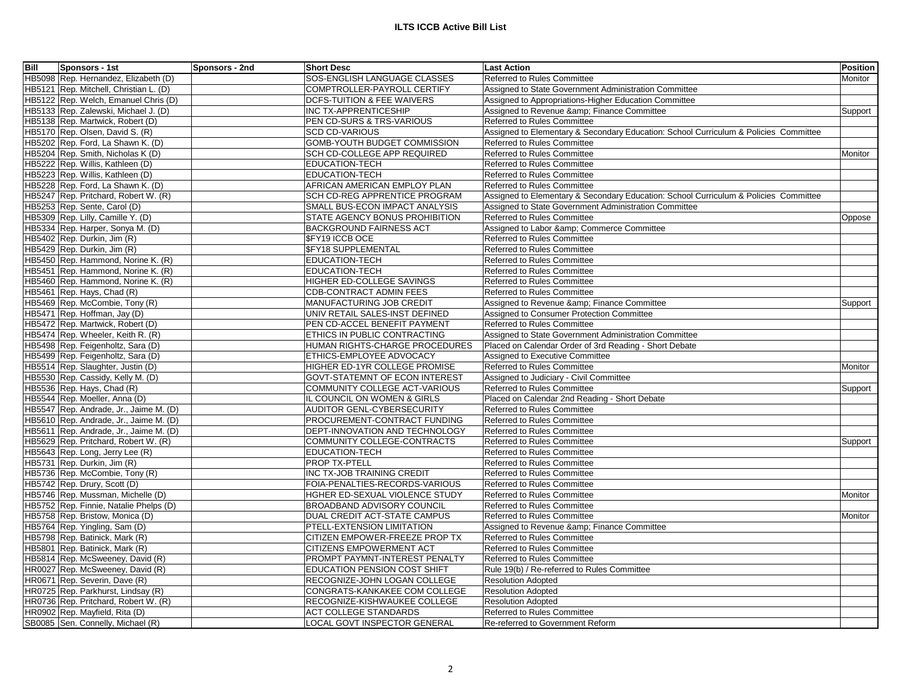# ILTS ICCB Active Bill List

| Bill | Sponsors - 1st | Sponsors - 2nd | Short Desc | Last Action | Position |
|---|---|---|---|---|---|
| HB5098 | Rep. Hernandez, Elizabeth (D) | | SOS-ENGLISH LANGUAGE CLASSES | Referred to Rules Committee | Monitor |
| HB5121 | Rep. Mitchell, Christian L. (D) | | COMPTROLLER-PAYROLL CERTIFY | Assigned to State Government Administration Committee | |
| HB5122 | Rep. Welch, Emanuel Chris (D) | | DCFS-TUITION & FEE WAIVERS | Assigned to Appropriations-Higher Education Committee | |
| HB5133 | Rep. Zalewski, Michael J. (D) | | INC TX-APPRENTICESHIP | Assigned to Revenue &amp; Finance Committee | Support |
| HB5138 | Rep. Martwick, Robert (D) | | PEN CD-SURS & TRS-VARIOUS | Referred to Rules Committee | |
| HB5170 | Rep. Olsen, David S. (R) | | SCD CD-VARIOUS | Assigned to Elementary & Secondary Education: School Curriculum & Policies Committee | |
| HB5202 | Rep. Ford, La Shawn K. (D) | | GOMB-YOUTH BUDGET COMMISSION | Referred to Rules Committee | |
| HB5204 | Rep. Smith, Nicholas K (D) | | SCH CD-COLLEGE APP REQUIRED | Referred to Rules Committee | Monitor |
| HB5222 | Rep. Willis, Kathleen (D) | | EDUCATION-TECH | Referred to Rules Committee | |
| HB5223 | Rep. Willis, Kathleen (D) | | EDUCATION-TECH | Referred to Rules Committee | |
| HB5228 | Rep. Ford, La Shawn K. (D) | | AFRICAN AMERICAN EMPLOY PLAN | Referred to Rules Committee | |
| HB5247 | Rep. Pritchard, Robert W. (R) | | SCH CD-REG APPRENTICE PROGRAM | Assigned to Elementary & Secondary Education: School Curriculum & Policies Committee | |
| HB5253 | Rep. Sente, Carol (D) | | SMALL BUS-ECON IMPACT ANALYSIS | Assigned to State Government Administration Committee | |
| HB5309 | Rep. Lilly, Camille Y. (D) | | STATE AGENCY BONUS PROHIBITION | Referred to Rules Committee | Oppose |
| HB5334 | Rep. Harper, Sonya M. (D) | | BACKGROUND FAIRNESS ACT | Assigned to Labor &amp; Commerce Committee | |
| HB5402 | Rep. Durkin, Jim (R) | | $FY19 ICCB OCE | Referred to Rules Committee | |
| HB5429 | Rep. Durkin, Jim (R) | | $FY18 SUPPLEMENTAL | Referred to Rules Committee | |
| HB5450 | Rep. Hammond, Norine K. (R) | | EDUCATION-TECH | Referred to Rules Committee | |
| HB5451 | Rep. Hammond, Norine K. (R) | | EDUCATION-TECH | Referred to Rules Committee | |
| HB5460 | Rep. Hammond, Norine K. (R) | | HIGHER ED-COLLEGE SAVINGS | Referred to Rules Committee | |
| HB5461 | Rep. Hays, Chad (R) | | CDB-CONTRACT ADMIN FEES | Referred to Rules Committee | |
| HB5469 | Rep. McCombie, Tony (R) | | MANUFACTURING JOB CREDIT | Assigned to Revenue &amp; Finance Committee | Support |
| HB5471 | Rep. Hoffman, Jay (D) | | UNIV RETAIL SALES-INST DEFINED | Assigned to Consumer Protection Committee | |
| HB5472 | Rep. Martwick, Robert (D) | | PEN CD-ACCEL BENEFIT PAYMENT | Referred to Rules Committee | |
| HB5474 | Rep. Wheeler, Keith R. (R) | | ETHICS IN PUBLIC CONTRACTING | Assigned to State Government Administration Committee | |
| HB5498 | Rep. Feigenholtz, Sara (D) | | HUMAN RIGHTS-CHARGE PROCEDURES | Placed on Calendar Order of 3rd Reading - Short Debate | |
| HB5499 | Rep. Feigenholtz, Sara (D) | | ETHICS-EMPLOYEE ADVOCACY | Assigned to Executive Committee | |
| HB5514 | Rep. Slaughter, Justin (D) | | HIGHER ED-1YR COLLEGE PROMISE | Referred to Rules Committee | Monitor |
| HB5530 | Rep. Cassidy, Kelly M. (D) | | GOVT-STATEMNT OF ECON INTEREST | Assigned to Judiciary - Civil Committee | |
| HB5536 | Rep. Hays, Chad (R) | | COMMUNITY COLLEGE ACT-VARIOUS | Referred to Rules Committee | Support |
| HB5544 | Rep. Moeller, Anna (D) | | IL COUNCIL ON WOMEN & GIRLS | Placed on Calendar 2nd Reading - Short Debate | |
| HB5547 | Rep. Andrade, Jr., Jaime M. (D) | | AUDITOR GENL-CYBERSECURITY | Referred to Rules Committee | |
| HB5610 | Rep. Andrade, Jr., Jaime M. (D) | | PROCUREMENT-CONTRACT FUNDING | Referred to Rules Committee | |
| HB5611 | Rep. Andrade, Jr., Jaime M. (D) | | DEPT-INNOVATION AND TECHNOLOGY | Referred to Rules Committee | |
| HB5629 | Rep. Pritchard, Robert W. (R) | | COMMUNITY COLLEGE-CONTRACTS | Referred to Rules Committee | Support |
| HB5643 | Rep. Long, Jerry Lee (R) | | EDUCATION-TECH | Referred to Rules Committee | |
| HB5731 | Rep. Durkin, Jim (R) | | PROP TX-PTELL | Referred to Rules Committee | |
| HB5736 | Rep. McCombie, Tony (R) | | INC TX-JOB TRAINING CREDIT | Referred to Rules Committee | |
| HB5742 | Rep. Drury, Scott (D) | | FOIA-PENALTIES-RECORDS-VARIOUS | Referred to Rules Committee | |
| HB5746 | Rep. Mussman, Michelle (D) | | HGHER ED-SEXUAL VIOLENCE STUDY | Referred to Rules Committee | Monitor |
| HB5752 | Rep. Finnie, Natalie Phelps (D) | | BROADBAND ADVISORY COUNCIL | Referred to Rules Committee | |
| HB5758 | Rep. Bristow, Monica (D) | | DUAL CREDIT ACT-STATE CAMPUS | Referred to Rules Committee | Monitor |
| HB5764 | Rep. Yingling, Sam (D) | | PTELL-EXTENSION LIMITATION | Assigned to Revenue &amp; Finance Committee | |
| HB5798 | Rep. Batinick, Mark (R) | | CITIZEN EMPOWER-FREEZE PROP TX | Referred to Rules Committee | |
| HB5801 | Rep. Batinick, Mark (R) | | CITIZENS EMPOWERMENT ACT | Referred to Rules Committee | |
| HB5814 | Rep. McSweeney, David (R) | | PROMPT PAYMNT-INTEREST PENALTY | Referred to Rules Committee | |
| HR0027 | Rep. McSweeney, David (R) | | EDUCATION PENSION COST SHIFT | Rule 19(b) / Re-referred to Rules Committee | |
| HR0671 | Rep. Severin, Dave (R) | | RECOGNIZE-JOHN LOGAN COLLEGE | Resolution Adopted | |
| HR0725 | Rep. Parkhurst, Lindsay (R) | | CONGRATS-KANKAKEE COM COLLEGE | Resolution Adopted | |
| HR0736 | Rep. Pritchard, Robert W. (R) | | RECOGNIZE-KISHWAUKEE COLLEGE | Resolution Adopted | |
| HR0902 | Rep. Mayfield, Rita (D) | | ACT COLLEGE STANDARDS | Referred to Rules Committee | |
| SB0085 | Sen. Connelly, Michael (R) | | LOCAL GOVT INSPECTOR GENERAL | Re-referred to Government Reform | |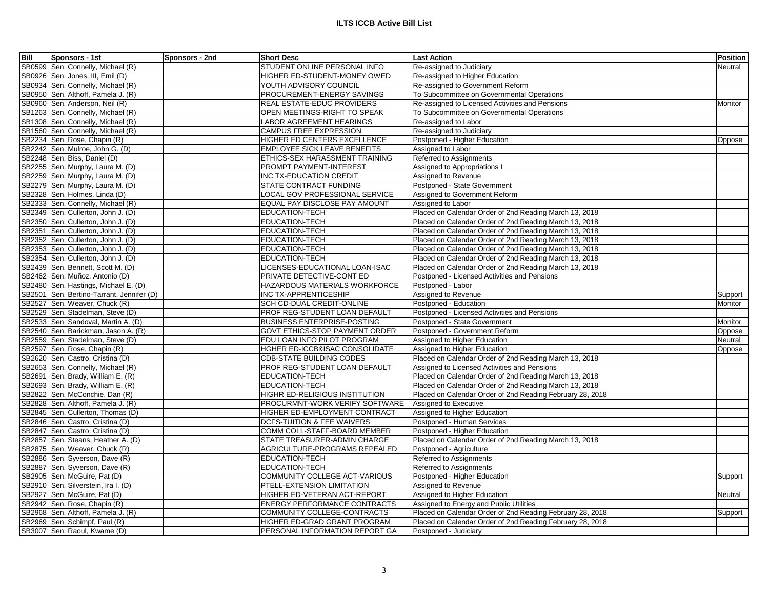# ILTS ICCB Active Bill List

| Bill | Sponsors - 1st | Sponsors - 2nd | Short Desc | Last Action | Position |
|---|---|---|---|---|---|
| SB0599 | Sen. Connelly, Michael (R) | | STUDENT ONLINE PERSONAL INFO | Re-assigned to Judiciary | Neutral |
| SB0926 | Sen. Jones, III, Emil (D) | | HIGHER ED-STUDENT-MONEY OWED | Re-assigned to Higher Education | |
| SB0934 | Sen. Connelly, Michael (R) | | YOUTH ADVISORY COUNCIL | Re-assigned to Government Reform | |
| SB0950 | Sen. Althoff, Pamela J. (R) | | PROCUREMENT-ENERGY SAVINGS | To Subcommittee on Governmental Operations | |
| SB0960 | Sen. Anderson, Neil (R) | | REAL ESTATE-EDUC PROVIDERS | Re-assigned to Licensed Activities and Pensions | Monitor |
| SB1263 | Sen. Connelly, Michael (R) | | OPEN MEETINGS-RIGHT TO SPEAK | To Subcommittee on Governmental Operations | |
| SB1308 | Sen. Connelly, Michael (R) | | LABOR AGREEMENT HEARINGS | Re-assigned to Labor | |
| SB1560 | Sen. Connelly, Michael (R) | | CAMPUS FREE EXPRESSION | Re-assigned to Judiciary | |
| SB2234 | Sen. Rose, Chapin (R) | | HIGHER ED CENTERS EXCELLENCE | Postponed - Higher Education | Oppose |
| SB2242 | Sen. Mulroe, John G. (D) | | EMPLOYEE SICK LEAVE BENEFITS | Assigned to Labor | |
| SB2248 | Sen. Biss, Daniel (D) | | ETHICS-SEX HARASSMENT TRAINING | Referred to Assignments | |
| SB2255 | Sen. Murphy, Laura M. (D) | | PROMPT PAYMENT-INTEREST | Assigned to Appropriations I | |
| SB2259 | Sen. Murphy, Laura M. (D) | | INC TX-EDUCATION CREDIT | Assigned to Revenue | |
| SB2279 | Sen. Murphy, Laura M. (D) | | STATE CONTRACT FUNDING | Postponed - State Government | |
| SB2328 | Sen. Holmes, Linda (D) | | LOCAL GOV PROFESSIONAL SERVICE | Assigned to Government Reform | |
| SB2333 | Sen. Connelly, Michael (R) | | EQUAL PAY DISCLOSE PAY AMOUNT | Assigned to Labor | |
| SB2349 | Sen. Cullerton, John J. (D) | | EDUCATION-TECH | Placed on Calendar Order of 2nd Reading March 13, 2018 | |
| SB2350 | Sen. Cullerton, John J. (D) | | EDUCATION-TECH | Placed on Calendar Order of 2nd Reading March 13, 2018 | |
| SB2351 | Sen. Cullerton, John J. (D) | | EDUCATION-TECH | Placed on Calendar Order of 2nd Reading March 13, 2018 | |
| SB2352 | Sen. Cullerton, John J. (D) | | EDUCATION-TECH | Placed on Calendar Order of 2nd Reading March 13, 2018 | |
| SB2353 | Sen. Cullerton, John J. (D) | | EDUCATION-TECH | Placed on Calendar Order of 2nd Reading March 13, 2018 | |
| SB2354 | Sen. Cullerton, John J. (D) | | EDUCATION-TECH | Placed on Calendar Order of 2nd Reading March 13, 2018 | |
| SB2439 | Sen. Bennett, Scott M. (D) | | LICENSES-EDUCATIONAL LOAN-ISAC | Placed on Calendar Order of 2nd Reading March 13, 2018 | |
| SB2462 | Sen. Muñoz, Antonio (D) | | PRIVATE DETECTIVE-CONT ED | Postponed - Licensed Activities and Pensions | |
| SB2480 | Sen. Hastings, Michael E. (D) | | HAZARDOUS MATERIALS WORKFORCE | Postponed - Labor | |
| SB2501 | Sen. Bertino-Tarrant, Jennifer (D) | | INC TX-APPRENTICESHIP | Assigned to Revenue | Support |
| SB2527 | Sen. Weaver, Chuck (R) | | SCH CD-DUAL CREDIT-ONLINE | Postponed - Education | Monitor |
| SB2529 | Sen. Stadelman, Steve (D) | | PROF REG-STUDENT LOAN DEFAULT | Postponed - Licensed Activities and Pensions | |
| SB2533 | Sen. Sandoval, Martin A. (D) | | BUSINESS ENTERPRISE-POSTING | Postponed - State Government | Monitor |
| SB2540 | Sen. Barickman, Jason A. (R) | | GOVT ETHICS-STOP PAYMENT ORDER | Postponed - Government Reform | Oppose |
| SB2559 | Sen. Stadelman, Steve (D) | | EDU LOAN INFO PILOT PROGRAM | Assigned to Higher Education | Neutral |
| SB2597 | Sen. Rose, Chapin (R) | | HGHER ED-ICCB&ISAC CONSOLIDATE | Assigned to Higher Education | Oppose |
| SB2620 | Sen. Castro, Cristina (D) | | CDB-STATE BUILDING CODES | Placed on Calendar Order of 2nd Reading March 13, 2018 | |
| SB2653 | Sen. Connelly, Michael (R) | | PROF REG-STUDENT LOAN DEFAULT | Assigned to Licensed Activities and Pensions | |
| SB2691 | Sen. Brady, William E. (R) | | EDUCATION-TECH | Placed on Calendar Order of 2nd Reading March 13, 2018 | |
| SB2693 | Sen. Brady, William E. (R) | | EDUCATION-TECH | Placed on Calendar Order of 2nd Reading March 13, 2018 | |
| SB2822 | Sen. McConchie, Dan (R) | | HIGHR ED-RELIGIOUS INSTITUTION | Placed on Calendar Order of 2nd Reading February 28, 2018 | |
| SB2828 | Sen. Althoff, Pamela J. (R) | | PROCURMNT-WORK VERIFY SOFTWARE | Assigned to Executive | |
| SB2845 | Sen. Cullerton, Thomas (D) | | HIGHER ED-EMPLOYMENT CONTRACT | Assigned to Higher Education | |
| SB2846 | Sen. Castro, Cristina (D) | | DCFS-TUITION & FEE WAIVERS | Postponed - Human Services | |
| SB2847 | Sen. Castro, Cristina (D) | | COMM COLL-STAFF-BOARD MEMBER | Postponed - Higher Education | |
| SB2857 | Sen. Steans, Heather A. (D) | | STATE TREASURER-ADMIN CHARGE | Placed on Calendar Order of 2nd Reading March 13, 2018 | |
| SB2875 | Sen. Weaver, Chuck (R) | | AGRICULTURE-PROGRAMS REPEALED | Postponed - Agriculture | |
| SB2886 | Sen. Syverson, Dave (R) | | EDUCATION-TECH | Referred to Assignments | |
| SB2887 | Sen. Syverson, Dave (R) | | EDUCATION-TECH | Referred to Assignments | |
| SB2905 | Sen. McGuire, Pat (D) | | COMMUNITY COLLEGE ACT-VARIOUS | Postponed - Higher Education | Support |
| SB2910 | Sen. Silverstein, Ira I. (D) | | PTELL-EXTENSION LIMITATION | Assigned to Revenue | |
| SB2927 | Sen. McGuire, Pat (D) | | HIGHER ED-VETERAN ACT-REPORT | Assigned to Higher Education | Neutral |
| SB2942 | Sen. Rose, Chapin (R) | | ENERGY PERFORMANCE CONTRACTS | Assigned to Energy and Public Utilities | |
| SB2968 | Sen. Althoff, Pamela J. (R) | | COMMUNITY COLLEGE-CONTRACTS | Placed on Calendar Order of 2nd Reading February 28, 2018 | Support |
| SB2969 | Sen. Schimpf, Paul (R) | | HIGHER ED-GRAD GRANT PROGRAM | Placed on Calendar Order of 2nd Reading February 28, 2018 | |
| SB3007 | Sen. Raoul, Kwame (D) | | PERSONAL INFORMATION REPORT GA | Postponed - Judiciary | |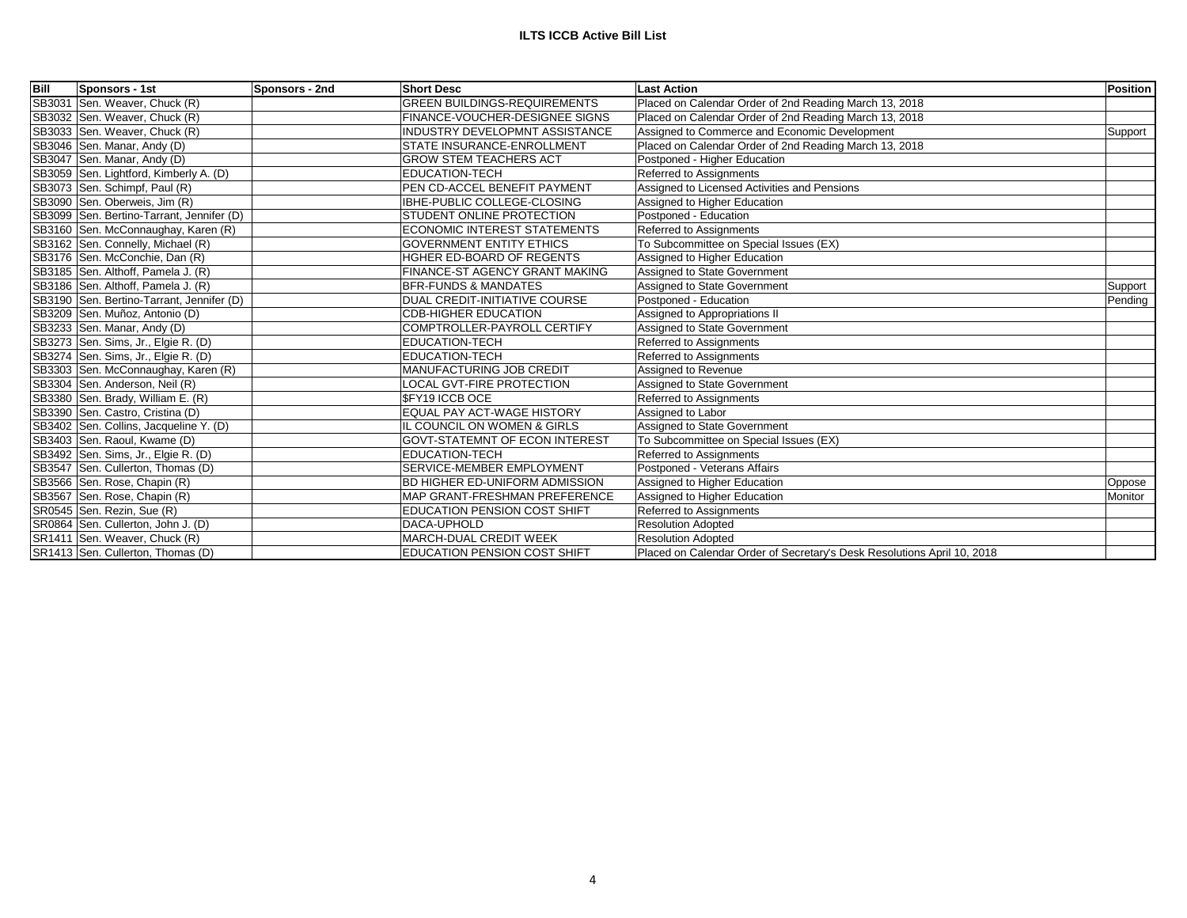## ILTS ICCB Active Bill List

| Bill | Sponsors - 1st | Sponsors - 2nd | Short Desc | Last Action | Position |
|---|---|---|---|---|---|
| SB3031 | Sen. Weaver, Chuck (R) | | GREEN BUILDINGS-REQUIREMENTS | Placed on Calendar Order of 2nd Reading March 13, 2018 | |
| SB3032 | Sen. Weaver, Chuck (R) | | FINANCE-VOUCHER-DESIGNEE SIGNS | Placed on Calendar Order of 2nd Reading March 13, 2018 | |
| SB3033 | Sen. Weaver, Chuck (R) | | INDUSTRY DEVELOPMNT ASSISTANCE | Assigned to Commerce and Economic Development | Support |
| SB3046 | Sen. Manar, Andy (D) | | STATE INSURANCE-ENROLLMENT | Placed on Calendar Order of 2nd Reading March 13, 2018 | |
| SB3047 | Sen. Manar, Andy (D) | | GROW STEM TEACHERS ACT | Postponed - Higher Education | |
| SB3059 | Sen. Lightford, Kimberly A. (D) | | EDUCATION-TECH | Referred to Assignments | |
| SB3073 | Sen. Schimpf, Paul (R) | | PEN CD-ACCEL BENEFIT PAYMENT | Assigned to Licensed Activities and Pensions | |
| SB3090 | Sen. Oberweis, Jim (R) | | IBHE-PUBLIC COLLEGE-CLOSING | Assigned to Higher Education | |
| SB3099 | Sen. Bertino-Tarrant, Jennifer (D) | | STUDENT ONLINE PROTECTION | Postponed - Education | |
| SB3160 | Sen. McConnaughay, Karen (R) | | ECONOMIC INTEREST STATEMENTS | Referred to Assignments | |
| SB3162 | Sen. Connelly, Michael (R) | | GOVERNMENT ENTITY ETHICS | To Subcommittee on Special Issues (EX) | |
| SB3176 | Sen. McConchie, Dan (R) | | HGHER ED-BOARD OF REGENTS | Assigned to Higher Education | |
| SB3185 | Sen. Althoff, Pamela J. (R) | | FINANCE-ST AGENCY GRANT MAKING | Assigned to State Government | |
| SB3186 | Sen. Althoff, Pamela J. (R) | | BFR-FUNDS & MANDATES | Assigned to State Government | Support |
| SB3190 | Sen. Bertino-Tarrant, Jennifer (D) | | DUAL CREDIT-INITIATIVE COURSE | Postponed - Education | Pending |
| SB3209 | Sen. Muñoz, Antonio (D) | | CDB-HIGHER EDUCATION | Assigned to Appropriations II | |
| SB3233 | Sen. Manar, Andy (D) | | COMPTROLLER-PAYROLL CERTIFY | Assigned to State Government | |
| SB3273 | Sen. Sims, Jr., Elgie R. (D) | | EDUCATION-TECH | Referred to Assignments | |
| SB3274 | Sen. Sims, Jr., Elgie R. (D) | | EDUCATION-TECH | Referred to Assignments | |
| SB3303 | Sen. McConnaughay, Karen (R) | | MANUFACTURING JOB CREDIT | Assigned to Revenue | |
| SB3304 | Sen. Anderson, Neil (R) | | LOCAL GVT-FIRE PROTECTION | Assigned to State Government | |
| SB3380 | Sen. Brady, William E. (R) | | $FY19 ICCB OCE | Referred to Assignments | |
| SB3390 | Sen. Castro, Cristina (D) | | EQUAL PAY ACT-WAGE HISTORY | Assigned to Labor | |
| SB3402 | Sen. Collins, Jacqueline Y. (D) | | IL COUNCIL ON WOMEN & GIRLS | Assigned to State Government | |
| SB3403 | Sen. Raoul, Kwame (D) | | GOVT-STATEMNT OF ECON INTEREST | To Subcommittee on Special Issues (EX) | |
| SB3492 | Sen. Sims, Jr., Elgie R. (D) | | EDUCATION-TECH | Referred to Assignments | |
| SB3547 | Sen. Cullerton, Thomas (D) | | SERVICE-MEMBER EMPLOYMENT | Postponed - Veterans Affairs | |
| SB3566 | Sen. Rose, Chapin (R) | | BD HIGHER ED-UNIFORM ADMISSION | Assigned to Higher Education | Oppose |
| SB3567 | Sen. Rose, Chapin (R) | | MAP GRANT-FRESHMAN PREFERENCE | Assigned to Higher Education | Monitor |
| SR0545 | Sen. Rezin, Sue (R) | | EDUCATION PENSION COST SHIFT | Referred to Assignments | |
| SR0864 | Sen. Cullerton, John J. (D) | | DACA-UPHOLD | Resolution Adopted | |
| SR1411 | Sen. Weaver, Chuck (R) | | MARCH-DUAL CREDIT WEEK | Resolution Adopted | |
| SR1413 | Sen. Cullerton, Thomas (D) | | EDUCATION PENSION COST SHIFT | Placed on Calendar Order of Secretary's Desk Resolutions April 10, 2018 | |